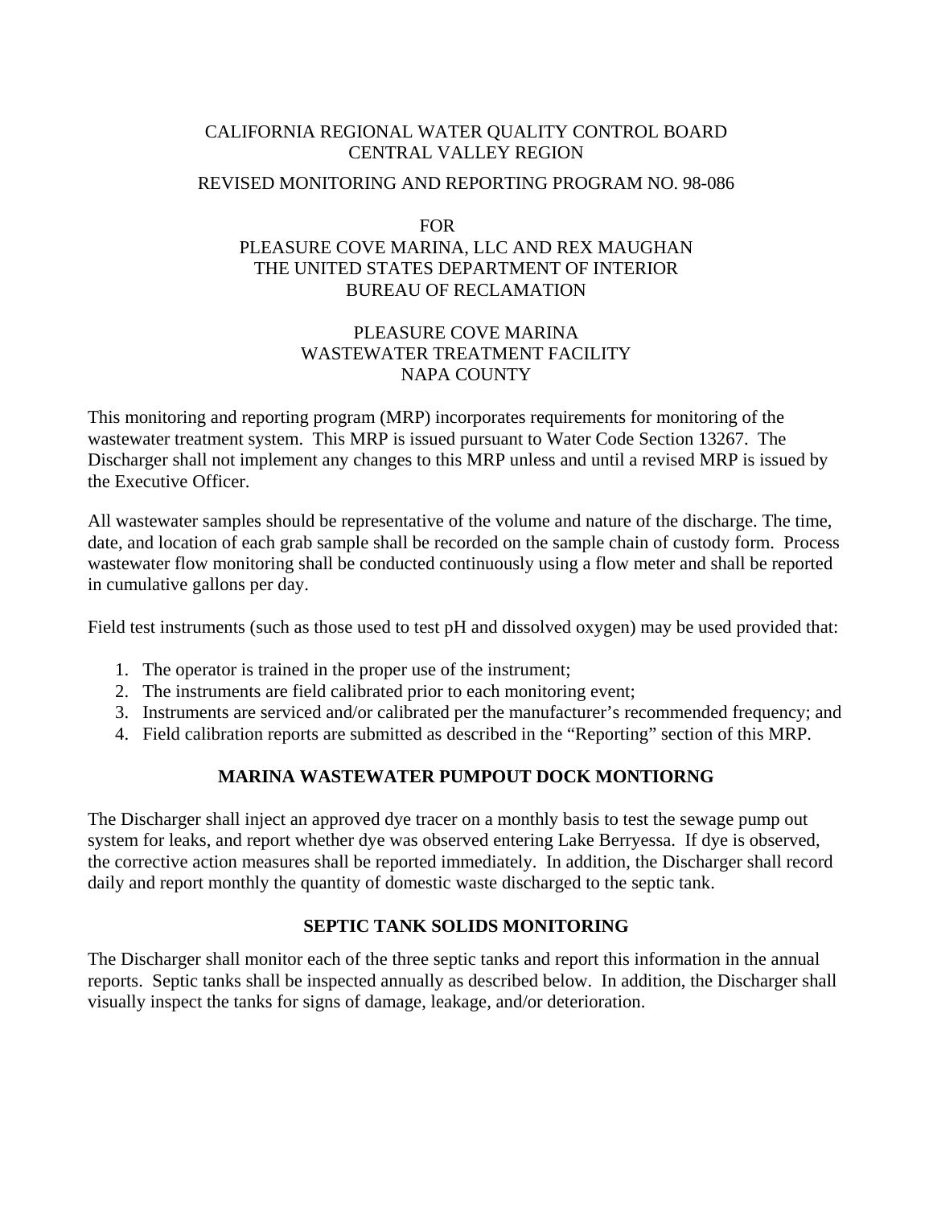# CALIFORNIA REGIONAL WATER QUALITY CONTROL BOARD
# CENTRAL VALLEY REGION

## REVISED MONITORING AND REPORTING PROGRAM NO. 98-086

FOR
PLEASURE COVE MARINA, LLC AND REX MAUGHAN
THE UNITED STATES DEPARTMENT OF INTERIOR
BUREAU OF RECLAMATION

PLEASURE COVE MARINA
WASTEWATER TREATMENT FACILITY
NAPA COUNTY

This monitoring and reporting program (MRP) incorporates requirements for monitoring of the wastewater treatment system. This MRP is issued pursuant to Water Code Section 13267. The Discharger shall not implement any changes to this MRP unless and until a revised MRP is issued by the Executive Officer.

All wastewater samples should be representative of the volume and nature of the discharge. The time, date, and location of each grab sample shall be recorded on the sample chain of custody form. Process wastewater flow monitoring shall be conducted continuously using a flow meter and shall be reported in cumulative gallons per day.

Field test instruments (such as those used to test pH and dissolved oxygen) may be used provided that:

1. The operator is trained in the proper use of the instrument;
2. The instruments are field calibrated prior to each monitoring event;
3. Instruments are serviced and/or calibrated per the manufacturer's recommended frequency; and
4. Field calibration reports are submitted as described in the "Reporting" section of this MRP.

### MARINA WASTEWATER PUMPOUT DOCK MONTIORNG

The Discharger shall inject an approved dye tracer on a monthly basis to test the sewage pump out system for leaks, and report whether dye was observed entering Lake Berryessa. If dye is observed, the corrective action measures shall be reported immediately. In addition, the Discharger shall record daily and report monthly the quantity of domestic waste discharged to the septic tank.

### SEPTIC TANK SOLIDS MONITORING

The Discharger shall monitor each of the three septic tanks and report this information in the annual reports. Septic tanks shall be inspected annually as described below. In addition, the Discharger shall visually inspect the tanks for signs of damage, leakage, and/or deterioration.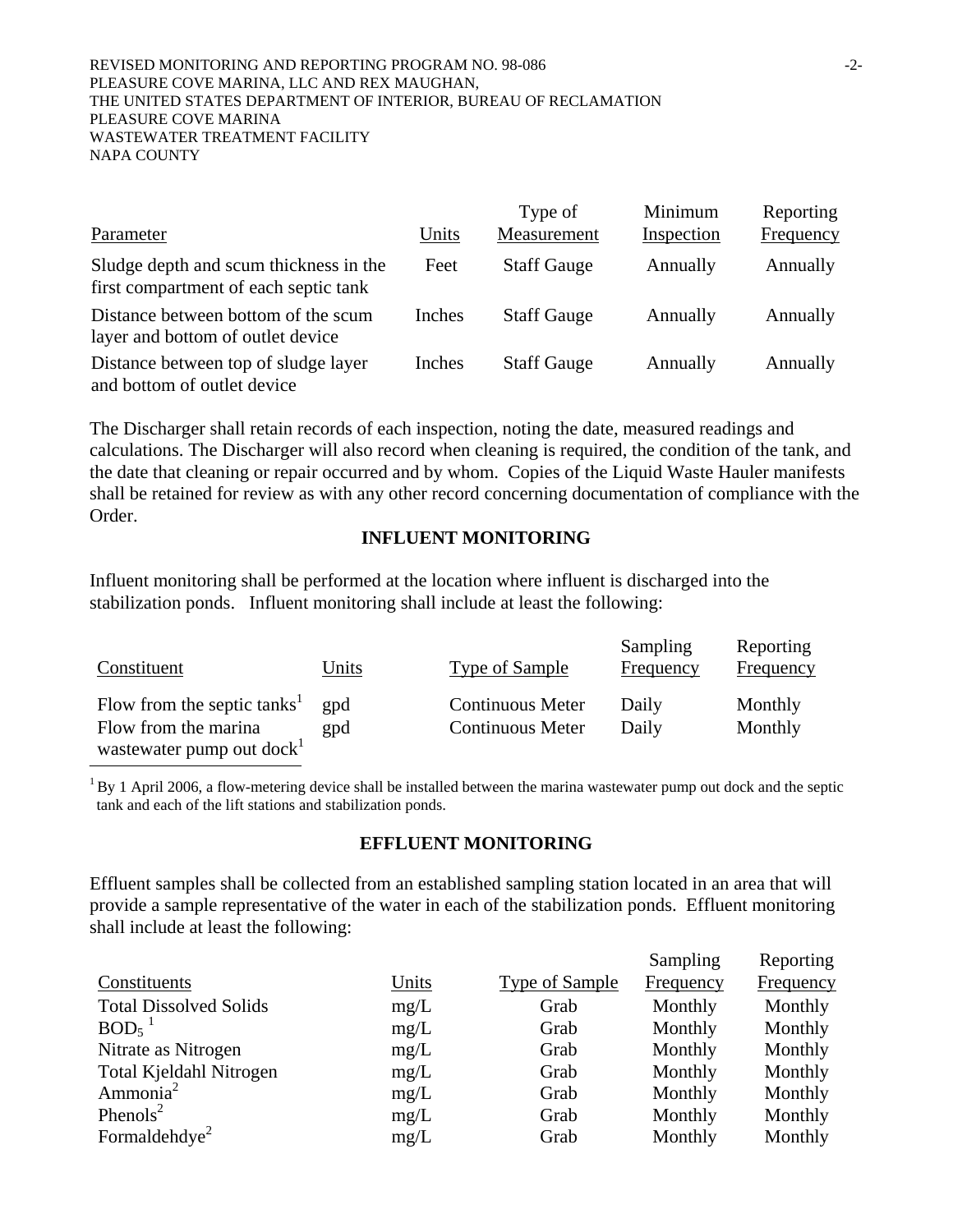| Parameter | Units | Type of Measurement | Minimum Inspection | Reporting Frequency |
|---|---|---|---|---|
| Sludge depth and scum thickness in the first compartment of each septic tank | Feet | Staff Gauge | Annually | Annually |
| Distance between bottom of the scum layer and bottom of outlet device | Inches | Staff Gauge | Annually | Annually |
| Distance between top of sludge layer and bottom of outlet device | Inches | Staff Gauge | Annually | Annually |

The Discharger shall retain records of each inspection, noting the date, measured readings and calculations. The Discharger will also record when cleaning is required, the condition of the tank, and the date that cleaning or repair occurred and by whom. Copies of the Liquid Waste Hauler manifests shall be retained for review as with any other record concerning documentation of compliance with the Order.

## INFLUENT MONITORING

Influent monitoring shall be performed at the location where influent is discharged into the stabilization ponds. Influent monitoring shall include at least the following:

| Constituent | Units | Type of Sample | Sampling Frequency | Reporting Frequency |
|---|---|---|---|---|
| Flow from the septic tanks[1] | gpd | Continuous Meter | Daily | Monthly |
| Flow from the marina wastewater pump out dock[1] | gpd | Continuous Meter | Daily | Monthly |

[1] By 1 April 2006, a flow-metering device shall be installed between the marina wastewater pump out dock and the septic tank and each of the lift stations and stabilization ponds.

## EFFLUENT MONITORING

Effluent samples shall be collected from an established sampling station located in an area that will provide a sample representative of the water in each of the stabilization ponds. Effluent monitoring shall include at least the following:

| Constituents | Units | Type of Sample | Sampling Frequency | Reporting Frequency |
|---|---|---|---|---|
| Total Dissolved Solids | mg/L | Grab | Monthly | Monthly |
| $BOD_5$ [1] | mg/L | Grab | Monthly | Monthly |
| Nitrate as Nitrogen | mg/L | Grab | Monthly | Monthly |
| Total Kjeldahl Nitrogen | mg/L | Grab | Monthly | Monthly |
| Ammonia[2] | mg/L | Grab | Monthly | Monthly |
| Phenols[2] | mg/L | Grab | Monthly | Monthly |
| Formaldehdye[2] | mg/L | Grab | Monthly | Monthly |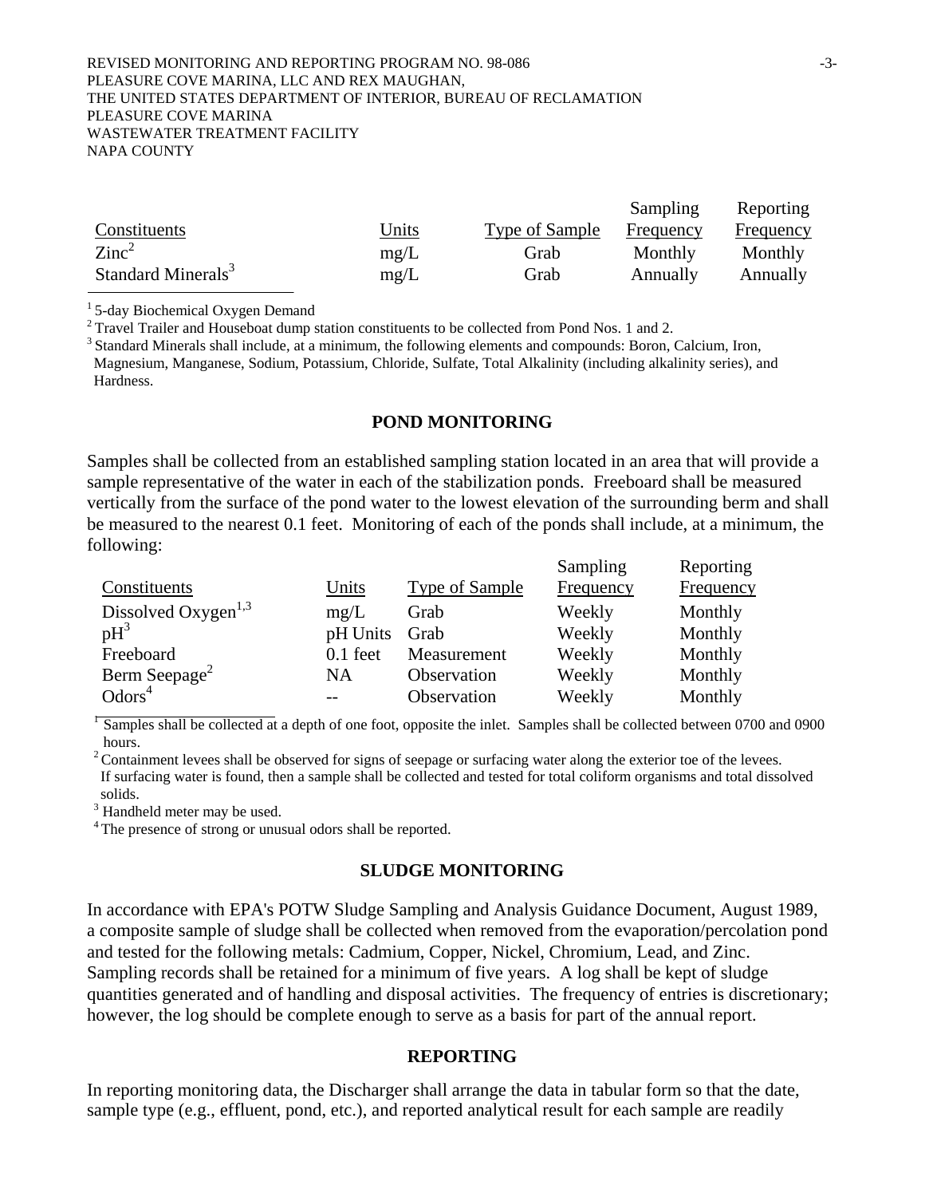| Constituents | Units | Type of Sample | Sampling Frequency | Reporting Frequency |
|---|---|---|---|---|
| Zinc[2] | mg/L | Grab | Monthly | Monthly |
| Standard Minerals[3] | mg/L | Grab | Annually | Annually |

[1] 5-day Biochemical Oxygen Demand
[2] Travel Trailer and Houseboat dump station constituents to be collected from Pond Nos. 1 and 2.
[3] Standard Minerals shall include, at a minimum, the following elements and compounds: Boron, Calcium, Iron, Magnesium, Manganese, Sodium, Potassium, Chloride, Sulfate, Total Alkalinity (including alkalinity series), and Hardness.

## POND MONITORING

Samples shall be collected from an established sampling station located in an area that will provide a sample representative of the water in each of the stabilization ponds. Freeboard shall be measured vertically from the surface of the pond water to the lowest elevation of the surrounding berm and shall be measured to the nearest 0.1 feet. Monitoring of each of the ponds shall include, at a minimum, the following:

| Constituents | Units | Type of Sample | Sampling Frequency | Reporting Frequency |
|---|---|---|---|---|
| Dissolved Oxygen[1,3] | mg/L | Grab | Weekly | Monthly |
| pH[3] | pH Units | Grab | Weekly | Monthly |
| Freeboard | 0.1 feet | Measurement | Weekly | Monthly |
| Berm Seepage[2] | NA | Observation | Weekly | Monthly |
| Odors[4] | -- | Observation | Weekly | Monthly |

[1] Samples shall be collected at a depth of one foot, opposite the inlet. Samples shall be collected between 0700 and 0900 hours.
[2] Containment levees shall be observed for signs of seepage or surfacing water along the exterior toe of the levees. If surfacing water is found, then a sample shall be collected and tested for total coliform organisms and total dissolved solids.
[3] Handheld meter may be used.
[4] The presence of strong or unusual odors shall be reported.

## SLUDGE MONITORING

In accordance with EPA's POTW Sludge Sampling and Analysis Guidance Document, August 1989, a composite sample of sludge shall be collected when removed from the evaporation/percolation pond and tested for the following metals: Cadmium, Copper, Nickel, Chromium, Lead, and Zinc. Sampling records shall be retained for a minimum of five years. A log shall be kept of sludge quantities generated and of handling and disposal activities. The frequency of entries is discretionary; however, the log should be complete enough to serve as a basis for part of the annual report.

## REPORTING

In reporting monitoring data, the Discharger shall arrange the data in tabular form so that the date, sample type (e.g., effluent, pond, etc.), and reported analytical result for each sample are readily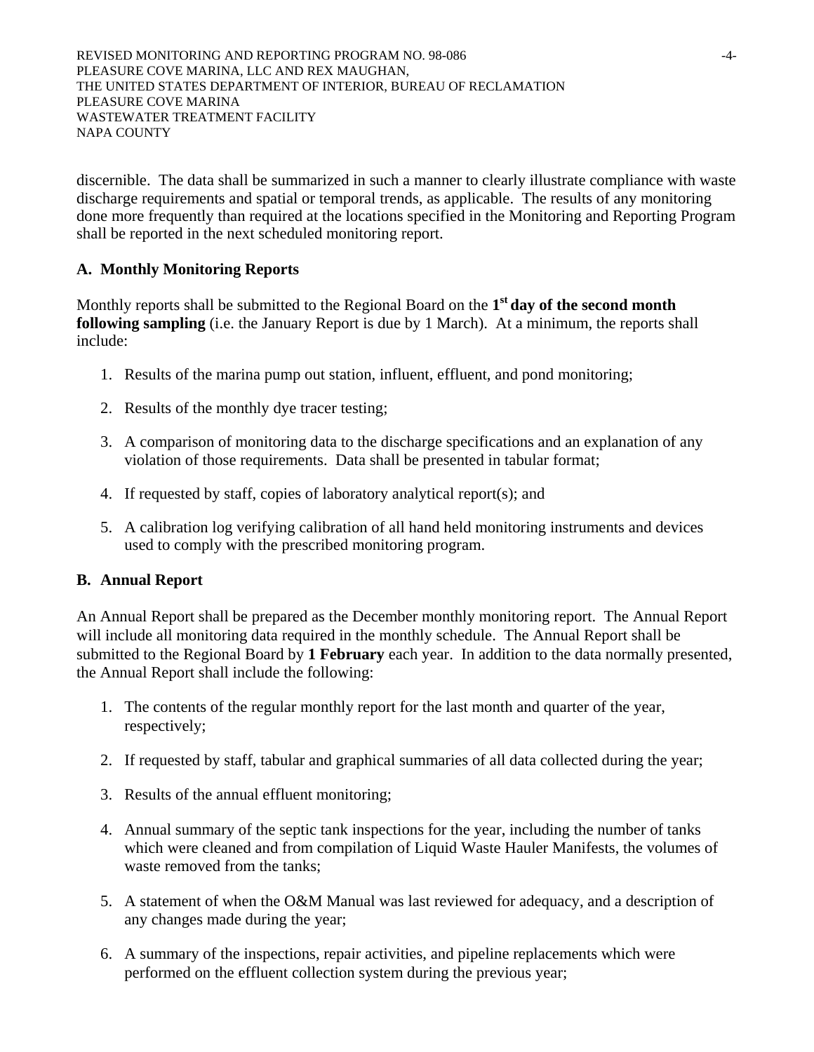discernible. The data shall be summarized in such a manner to clearly illustrate compliance with waste discharge requirements and spatial or temporal trends, as applicable. The results of any monitoring done more frequently than required at the locations specified in the Monitoring and Reporting Program shall be reported in the next scheduled monitoring report.

### A. Monthly Monitoring Reports

Monthly reports shall be submitted to the Regional Board on the **1st day of the second month following sampling** (i.e. the January Report is due by 1 March). At a minimum, the reports shall include:

1. Results of the marina pump out station, influent, effluent, and pond monitoring;
2. Results of the monthly dye tracer testing;
3. A comparison of monitoring data to the discharge specifications and an explanation of any violation of those requirements. Data shall be presented in tabular format;
4. If requested by staff, copies of laboratory analytical report(s); and
5. A calibration log verifying calibration of all hand held monitoring instruments and devices used to comply with the prescribed monitoring program.

### B. Annual Report

An Annual Report shall be prepared as the December monthly monitoring report. The Annual Report will include all monitoring data required in the monthly schedule. The Annual Report shall be submitted to the Regional Board by **1 February** each year. In addition to the data normally presented, the Annual Report shall include the following:

1. The contents of the regular monthly report for the last month and quarter of the year, respectively;
2. If requested by staff, tabular and graphical summaries of all data collected during the year;
3. Results of the annual effluent monitoring;
4. Annual summary of the septic tank inspections for the year, including the number of tanks which were cleaned and from compilation of Liquid Waste Hauler Manifests, the volumes of waste removed from the tanks;
5. A statement of when the O&M Manual was last reviewed for adequacy, and a description of any changes made during the year;
6. A summary of the inspections, repair activities, and pipeline replacements which were performed on the effluent collection system during the previous year;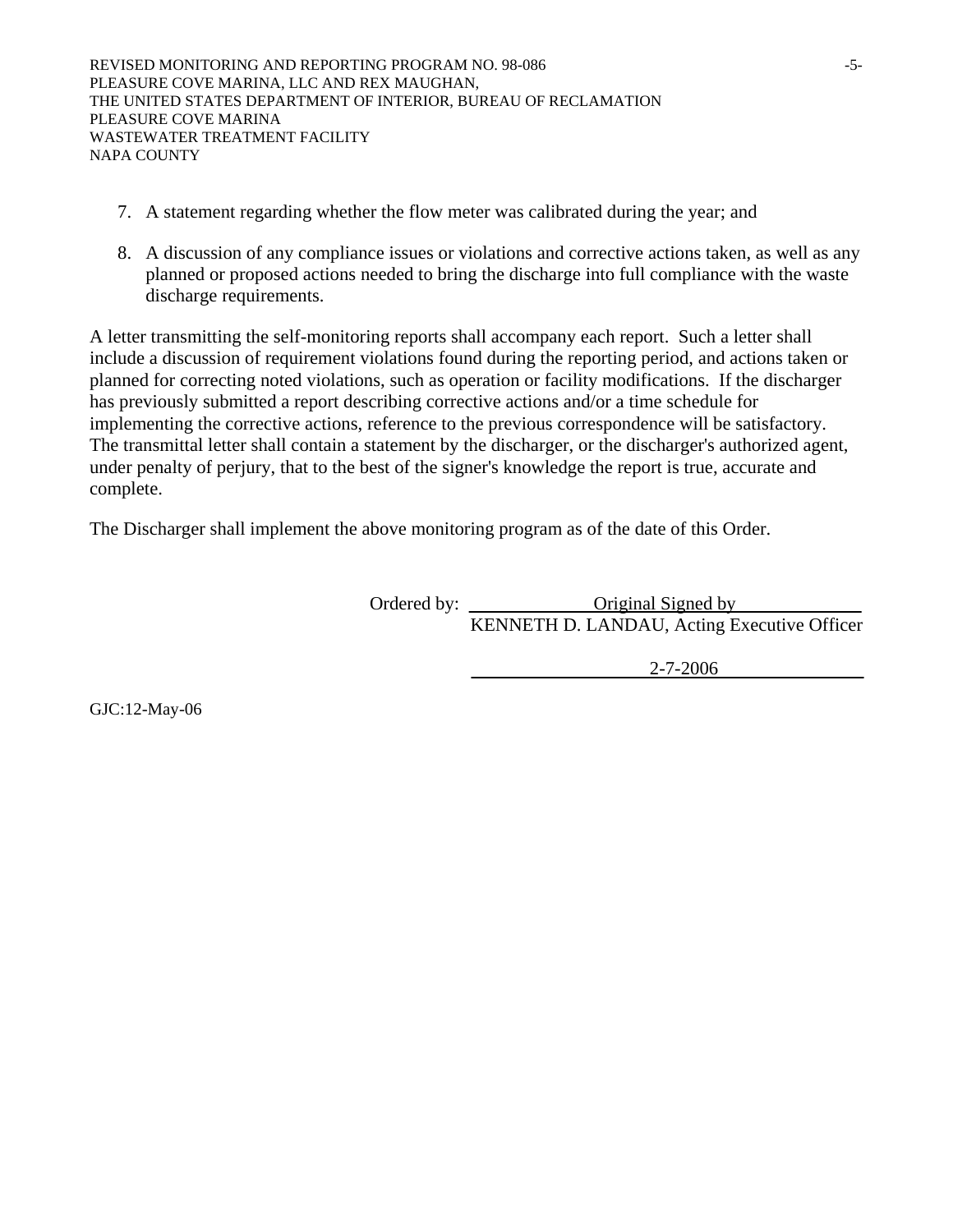7. A statement regarding whether the flow meter was calibrated during the year; and

8. A discussion of any compliance issues or violations and corrective actions taken, as well as any planned or proposed actions needed to bring the discharge into full compliance with the waste discharge requirements.

A letter transmitting the self-monitoring reports shall accompany each report. Such a letter shall include a discussion of requirement violations found during the reporting period, and actions taken or planned for correcting noted violations, such as operation or facility modifications. If the discharger has previously submitted a report describing corrective actions and/or a time schedule for implementing the corrective actions, reference to the previous correspondence will be satisfactory. The transmittal letter shall contain a statement by the discharger, or the discharger's authorized agent, under penalty of perjury, that to the best of the signer's knowledge the report is true, accurate and complete.

The Discharger shall implement the above monitoring program as of the date of this Order.

Ordered by: Original Signed by
KENNETH D. LANDAU, Acting Executive Officer

2-7-2006

GJC:12-May-06